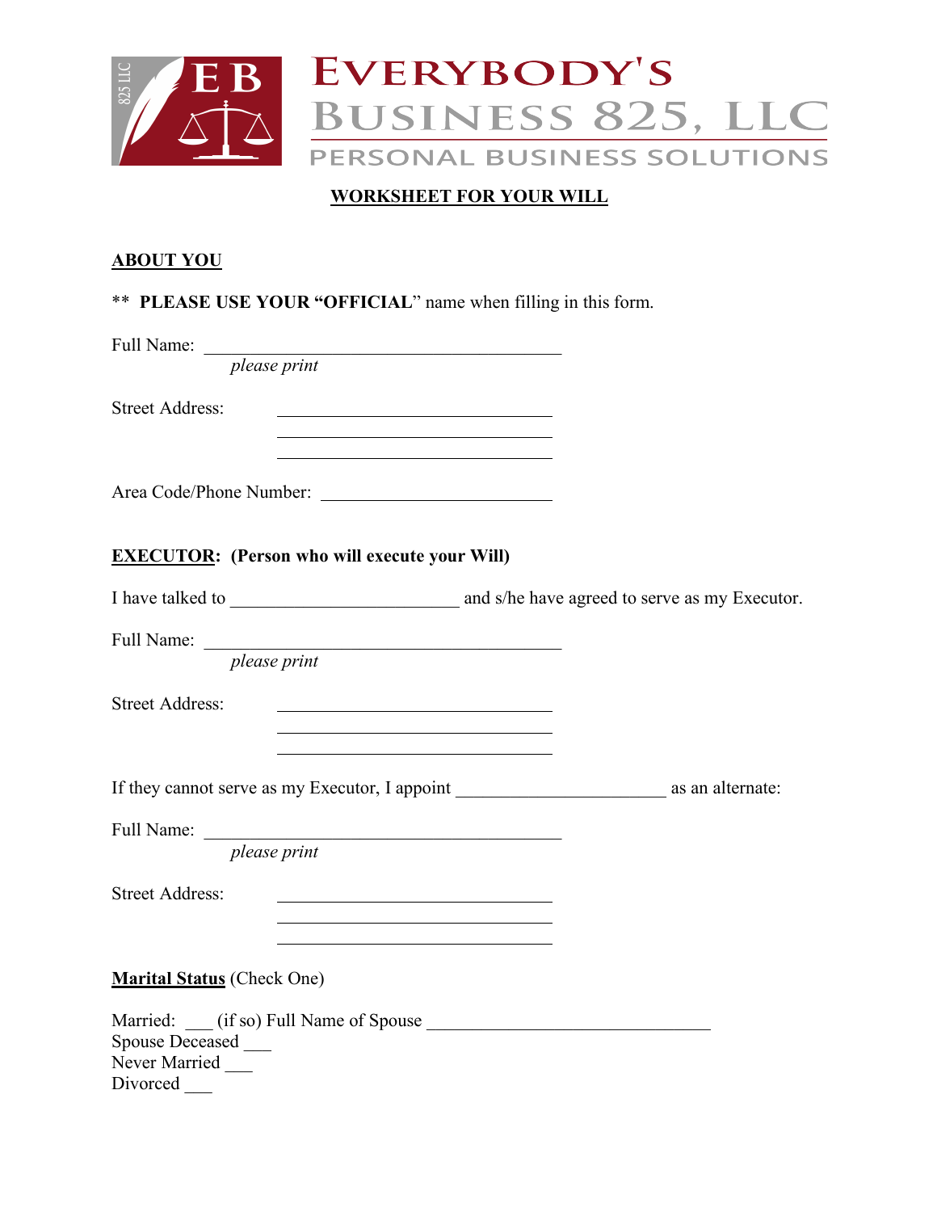EB 825 LLC

# EVERYBODY'S BUSINESS 825, LLC

PERSONAL BUSINESS SOLUTIONS

## WORKSHEET FOR YOUR WILL

### ABOUT YOU

** **PLEASE USE YOUR "OFFICIAL**" name when filling in this form.

Full Name: ________________________________________
*please print*

Street Address: ______________________________
______________________________
______________________________

Area Code/Phone Number: ________________________

### EXECUTOR: (Person who will execute your Will)

I have talked to ________________________ and s/he have agreed to serve as my Executor.

Full Name: ________________________________________
*please print*

Street Address: ______________________________
______________________________
______________________________

If they cannot serve as my Executor, I appoint ______________________ as an alternate:

Full Name: ________________________________________
*please print*

Street Address: ______________________________
______________________________
______________________________

**Marital Status** (Check One)

Married: ___ (if so) Full Name of Spouse ______________________________
Spouse Deceased ___
Never Married ___
Divorced ___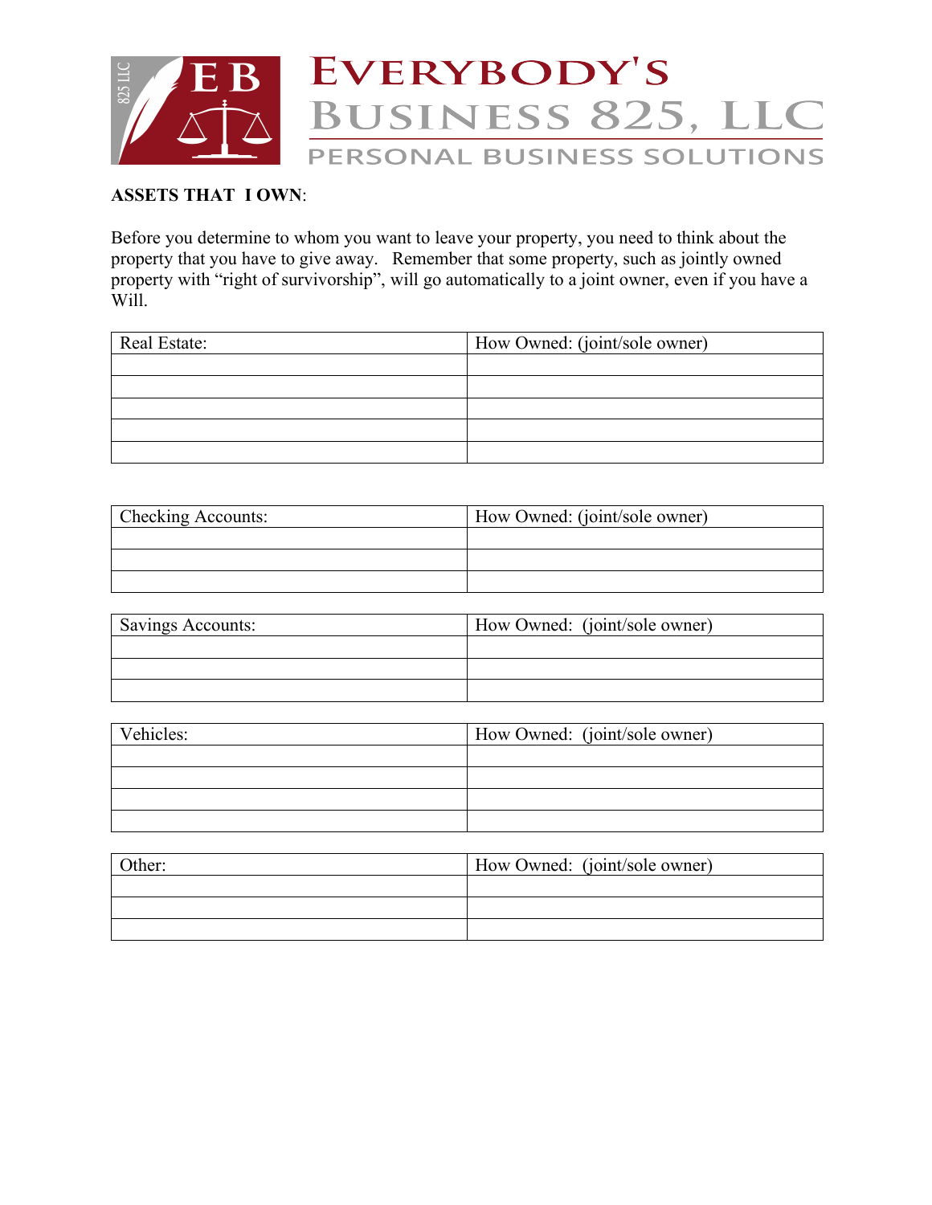# EVERYBODY'S BUSINESS 825, LLC

PERSONAL BUSINESS SOLUTIONS

**ASSETS THAT I OWN**:

Before you determine to whom you want to leave your property, you need to think about the property that you have to give away. Remember that some property, such as jointly owned property with "right of survivorship", will go automatically to a joint owner, even if you have a Will.

| Real Estate: | How Owned: (joint/sole owner) |
|---|---|
| | |
| | |
| | |
| | |
| | |

| Checking Accounts: | How Owned: (joint/sole owner) |
|---|---|
| | |
| | |
| | |

| Savings Accounts: | How Owned: (joint/sole owner) |
|---|---|
| | |
| | |
| | |

| Vehicles: | How Owned: (joint/sole owner) |
|---|---|
| | |
| | |
| | |
| | |

| Other: | How Owned: (joint/sole owner) |
|---|---|
| | |
| | |
| | |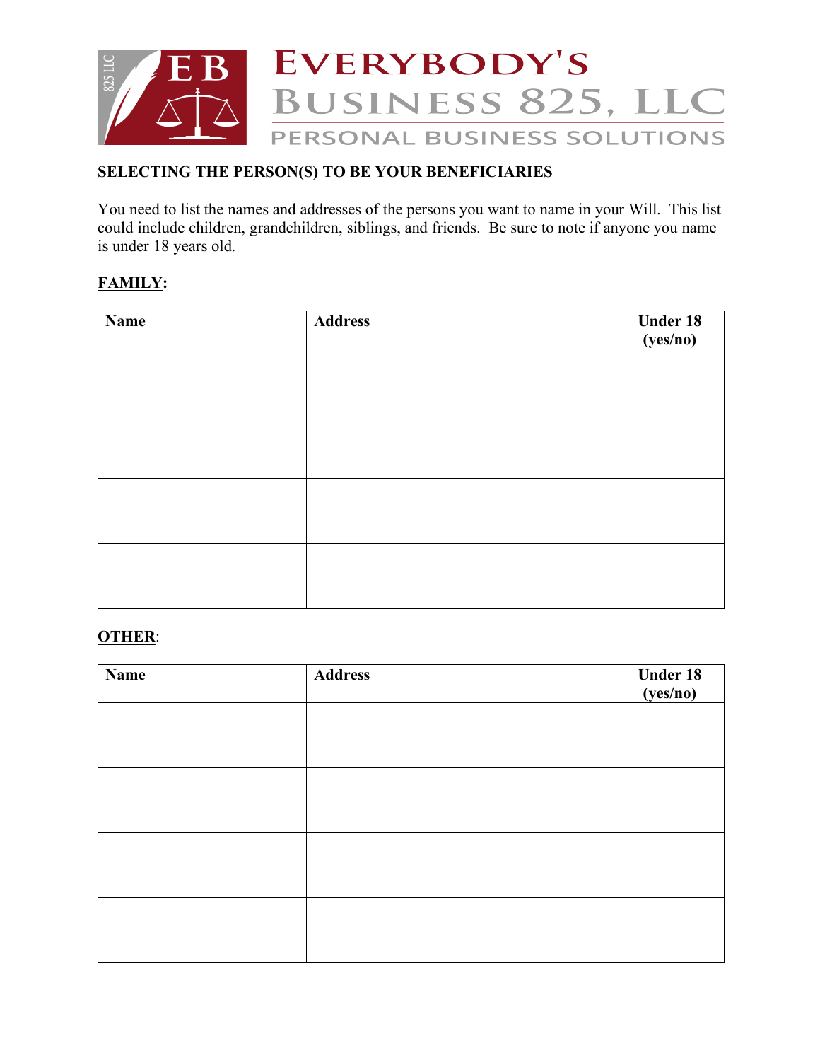# EVERYBODY'S BUSINESS 825, LLC

PERSONAL BUSINESS SOLUTIONS

**SELECTING THE PERSON(S) TO BE YOUR BENEFICIARIES**

You need to list the names and addresses of the persons you want to name in your Will. This list could include children, grandchildren, siblings, and friends. Be sure to note if anyone you name is under 18 years old.

**FAMILY:**

| Name | Address | Under 18 (yes/no) |
|---|---|---|
| | | |
| | | |
| | | |
| | | |

**OTHER:**

| Name | Address | Under 18 (yes/no) |
|---|---|---|
| | | |
| | | |
| | | |
| | | |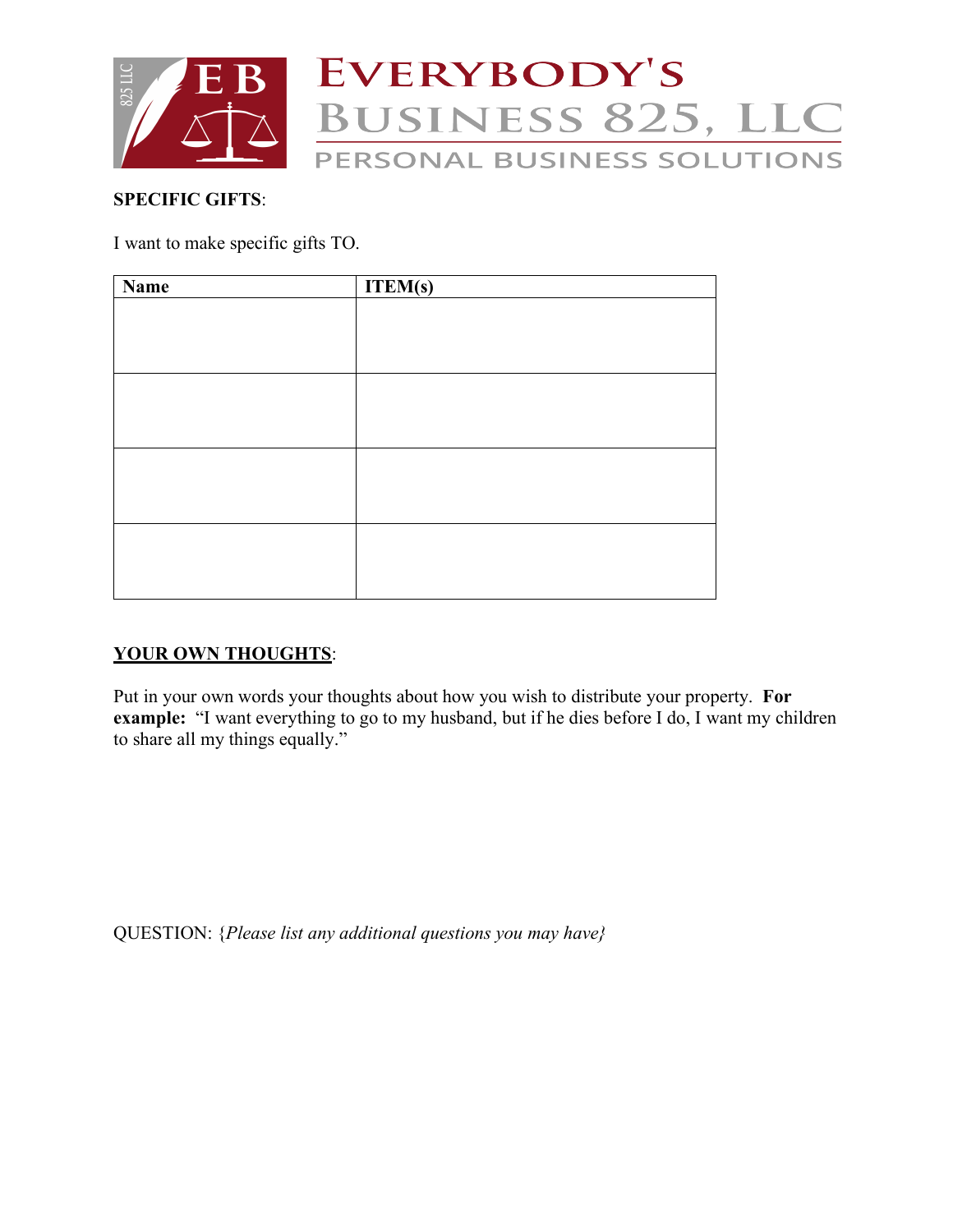**SPECIFIC GIFTS**:

I want to make specific gifts TO.

| Name | ITEM(s) |
| --- | --- |
| | |
| | |
| | |
| | |

**YOUR OWN THOUGHTS**:

Put in your own words your thoughts about how you wish to distribute your property. **For example:** "I want everything to go to my husband, but if he dies before I do, I want my children to share all my things equally."

QUESTION: {*Please list any additional questions you may have}*